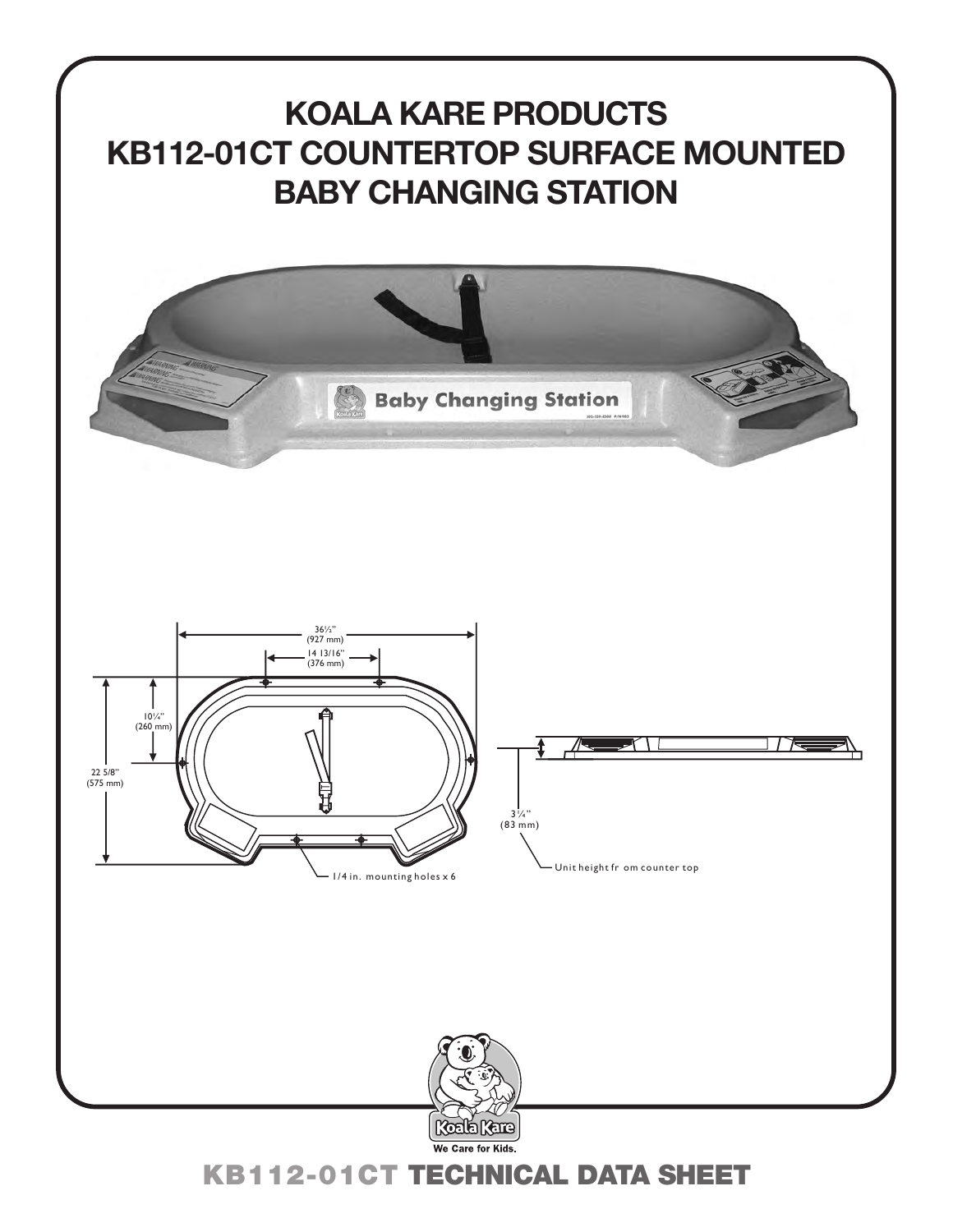# KOALA KARE PRODUCTS
# KB112-01CT COUNTERTOP SURFACE MOUNTED BABY CHANGING STATION

36½"
(927 mm)

14 13/16"
(376 mm)

10¼"
(260 mm)

22 5/8"
(575 mm)

1/4 in. mounting holes x 6

3¼"
(83 mm)

Unit height fr om counter top

Koala Kare

We Care for Kids.

## KB112-01CT TECHNICAL DATA SHEET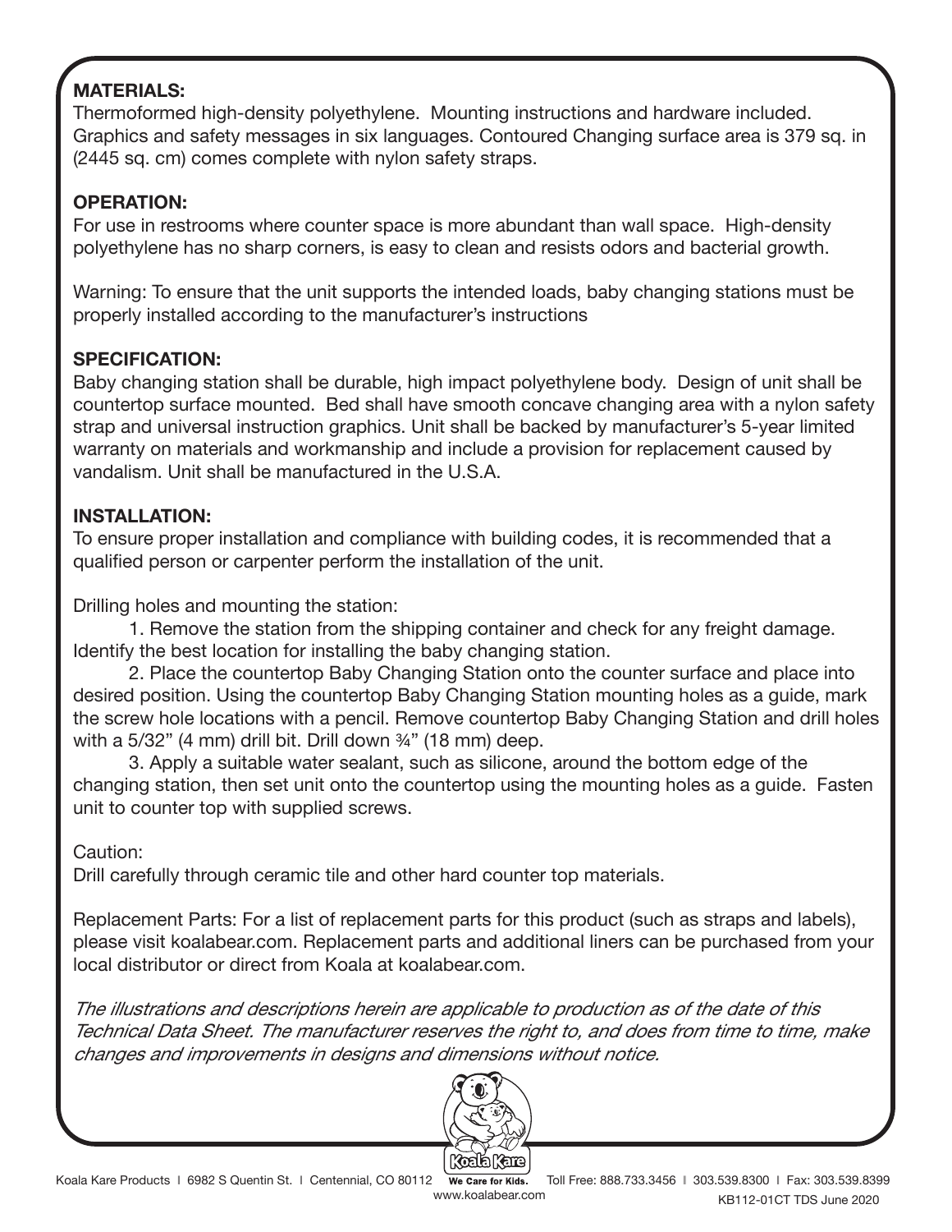**MATERIALS:**
Thermoformed high-density polyethylene. Mounting instructions and hardware included. Graphics and safety messages in six languages. Contoured Changing surface area is 379 sq. in (2445 sq. cm) comes complete with nylon safety straps.

**OPERATION:**
For use in restrooms where counter space is more abundant than wall space. High-density polyethylene has no sharp corners, is easy to clean and resists odors and bacterial growth.

Warning: To ensure that the unit supports the intended loads, baby changing stations must be properly installed according to the manufacturer's instructions

**SPECIFICATION:**
Baby changing station shall be durable, high impact polyethylene body. Design of unit shall be countertop surface mounted. Bed shall have smooth concave changing area with a nylon safety strap and universal instruction graphics. Unit shall be backed by manufacturer's 5-year limited warranty on materials and workmanship and include a provision for replacement caused by vandalism. Unit shall be manufactured in the U.S.A.

**INSTALLATION:**
To ensure proper installation and compliance with building codes, it is recommended that a qualified person or carpenter perform the installation of the unit.

Drilling holes and mounting the station:

1. Remove the station from the shipping container and check for any freight damage. Identify the best location for installing the baby changing station.
2. Place the countertop Baby Changing Station onto the counter surface and place into desired position. Using the countertop Baby Changing Station mounting holes as a guide, mark the screw hole locations with a pencil. Remove countertop Baby Changing Station and drill holes with a 5/32" (4 mm) drill bit. Drill down ¾" (18 mm) deep.
3. Apply a suitable water sealant, such as silicone, around the bottom edge of the changing station, then set unit onto the countertop using the mounting holes as a guide. Fasten unit to counter top with supplied screws.

Caution:
Drill carefully through ceramic tile and other hard counter top materials.

Replacement Parts: For a list of replacement parts for this product (such as straps and labels), please visit koalabear.com. Replacement parts and additional liners can be purchased from your local distributor or direct from Koala at koalabear.com.

*The illustrations and descriptions herein are applicable to production as of the date of this Technical Data Sheet. The manufacturer reserves the right to, and does from time to time, make changes and improvements in designs and dimensions without notice.*

Koala Kare Products | 6982 S Quentin St. | Centennial, CO 80112 We Care for Kids. Toll Free: 888.733.3456 | 303.539.8300 | Fax: 303.539.8399

www.koalabear.com

KB112-01CT TDS June 2020